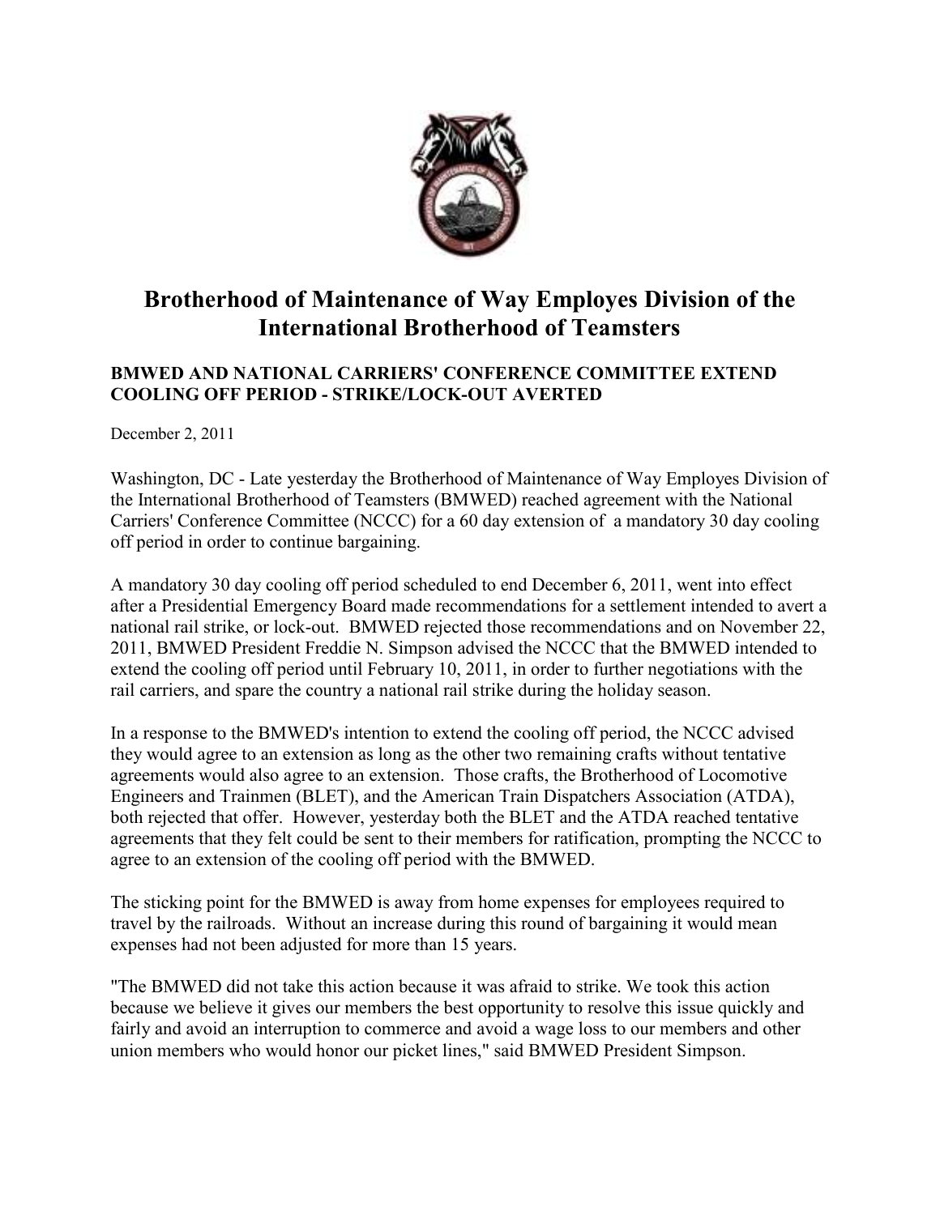# Brotherhood of Maintenance of Way Employes Division of the International Brotherhood of Teamsters

**BMWED AND NATIONAL CARRIERS' CONFERENCE COMMITTEE EXTEND COOLING OFF PERIOD - STRIKE/LOCK-OUT AVERTED**

December 2, 2011

Washington, DC - Late yesterday the Brotherhood of Maintenance of Way Employes Division of the International Brotherhood of Teamsters (BMWED) reached agreement with the National Carriers' Conference Committee (NCCC) for a 60 day extension of a mandatory 30 day cooling off period in order to continue bargaining.

A mandatory 30 day cooling off period scheduled to end December 6, 2011, went into effect after a Presidential Emergency Board made recommendations for a settlement intended to avert a national rail strike, or lock-out. BMWED rejected those recommendations and on November 22, 2011, BMWED President Freddie N. Simpson advised the NCCC that the BMWED intended to extend the cooling off period until February 10, 2011, in order to further negotiations with the rail carriers, and spare the country a national rail strike during the holiday season.

In a response to the BMWED's intention to extend the cooling off period, the NCCC advised they would agree to an extension as long as the other two remaining crafts without tentative agreements would also agree to an extension. Those crafts, the Brotherhood of Locomotive Engineers and Trainmen (BLET), and the American Train Dispatchers Association (ATDA), both rejected that offer. However, yesterday both the BLET and the ATDA reached tentative agreements that they felt could be sent to their members for ratification, prompting the NCCC to agree to an extension of the cooling off period with the BMWED.

The sticking point for the BMWED is away from home expenses for employees required to travel by the railroads. Without an increase during this round of bargaining it would mean expenses had not been adjusted for more than 15 years.

"The BMWED did not take this action because it was afraid to strike. We took this action because we believe it gives our members the best opportunity to resolve this issue quickly and fairly and avoid an interruption to commerce and avoid a wage loss to our members and other union members who would honor our picket lines," said BMWED President Simpson.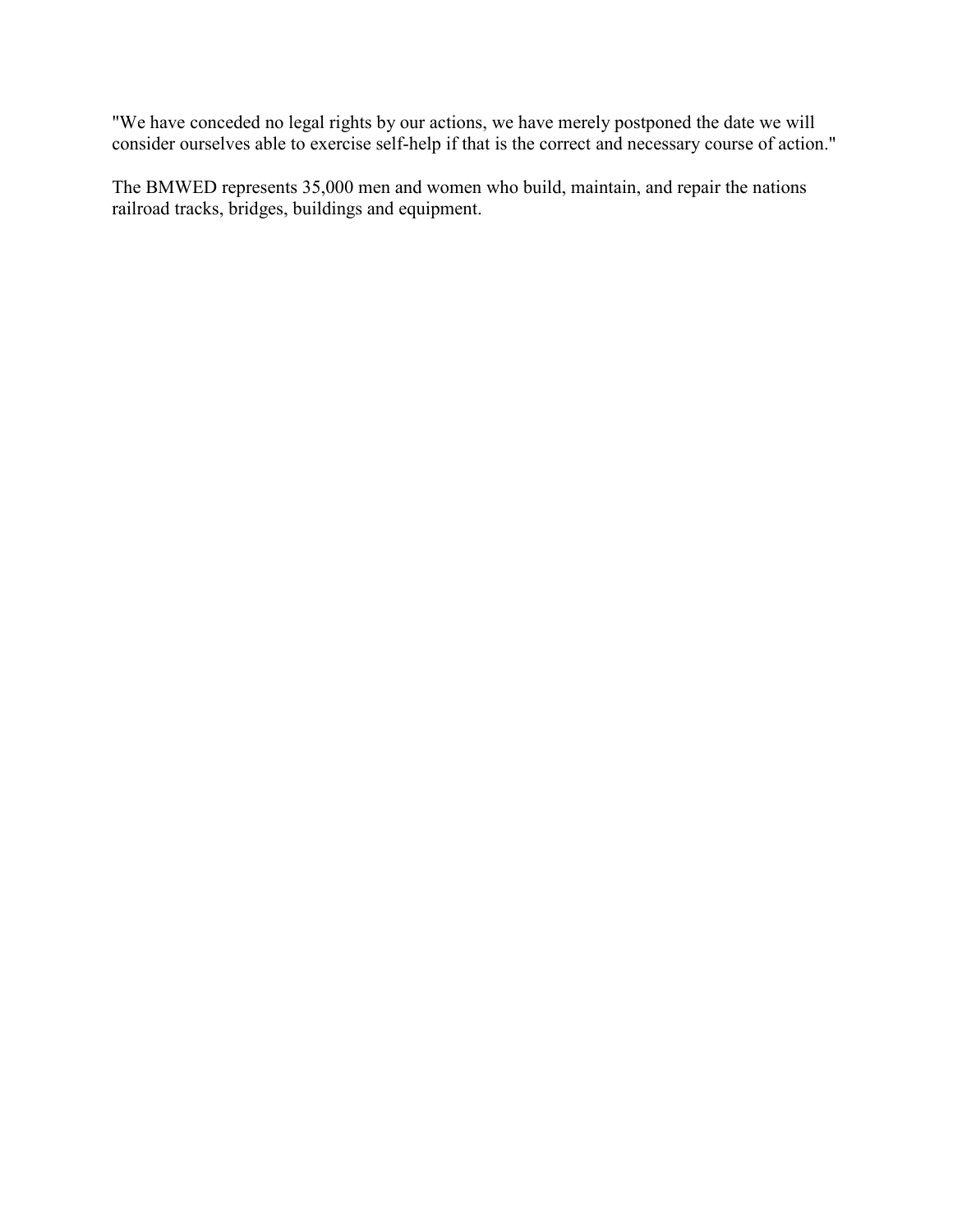"We have conceded no legal rights by our actions, we have merely postponed the date we will consider ourselves able to exercise self-help if that is the correct and necessary course of action."

The BMWED represents 35,000 men and women who build, maintain, and repair the nations railroad tracks, bridges, buildings and equipment.